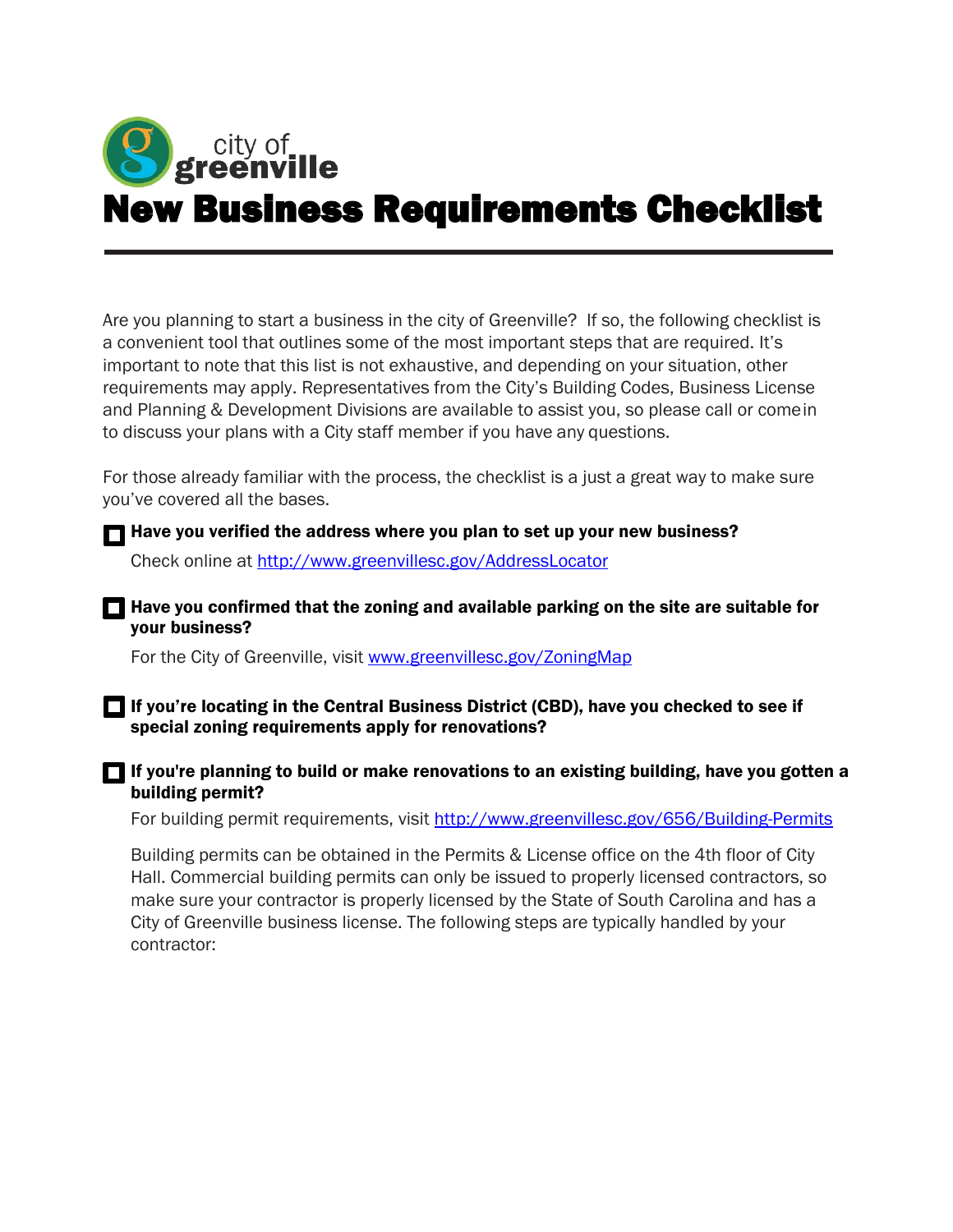city of greenville

# New Business Requirements Checklist

Are you planning to start a business in the city of Greenville? If so, the following checklist is a convenient tool that outlines some of the most important steps that are required. It's important to note that this list is not exhaustive, and depending on your situation, other requirements may apply. Representatives from the City's Building Codes, Business License and Planning & Development Divisions are available to assist you, so please call or come in to discuss your plans with a City staff member if you have any questions.

For those already familiar with the process, the checklist is a just a great way to make sure you've covered all the bases.

- [ ] **Have you verified the address where you plan to set up your new business?**

  Check online at http://www.greenvillesc.gov/AddressLocator

- [ ] **Have you confirmed that the zoning and available parking on the site are suitable for your business?**

  For the City of Greenville, visit www.greenvillesc.gov/ZoningMap

- [ ] **If you're locating in the Central Business District (CBD), have you checked to see if special zoning requirements apply for renovations?**

- [ ] **If you're planning to build or make renovations to an existing building, have you gotten a building permit?**

  For building permit requirements, visit http://www.greenvillesc.gov/656/Building-Permits

  Building permits can be obtained in the Permits & License office on the 4th floor of City Hall. Commercial building permits can only be issued to properly licensed contractors, so make sure your contractor is properly licensed by the State of South Carolina and has a City of Greenville business license. The following steps are typically handled by your contractor: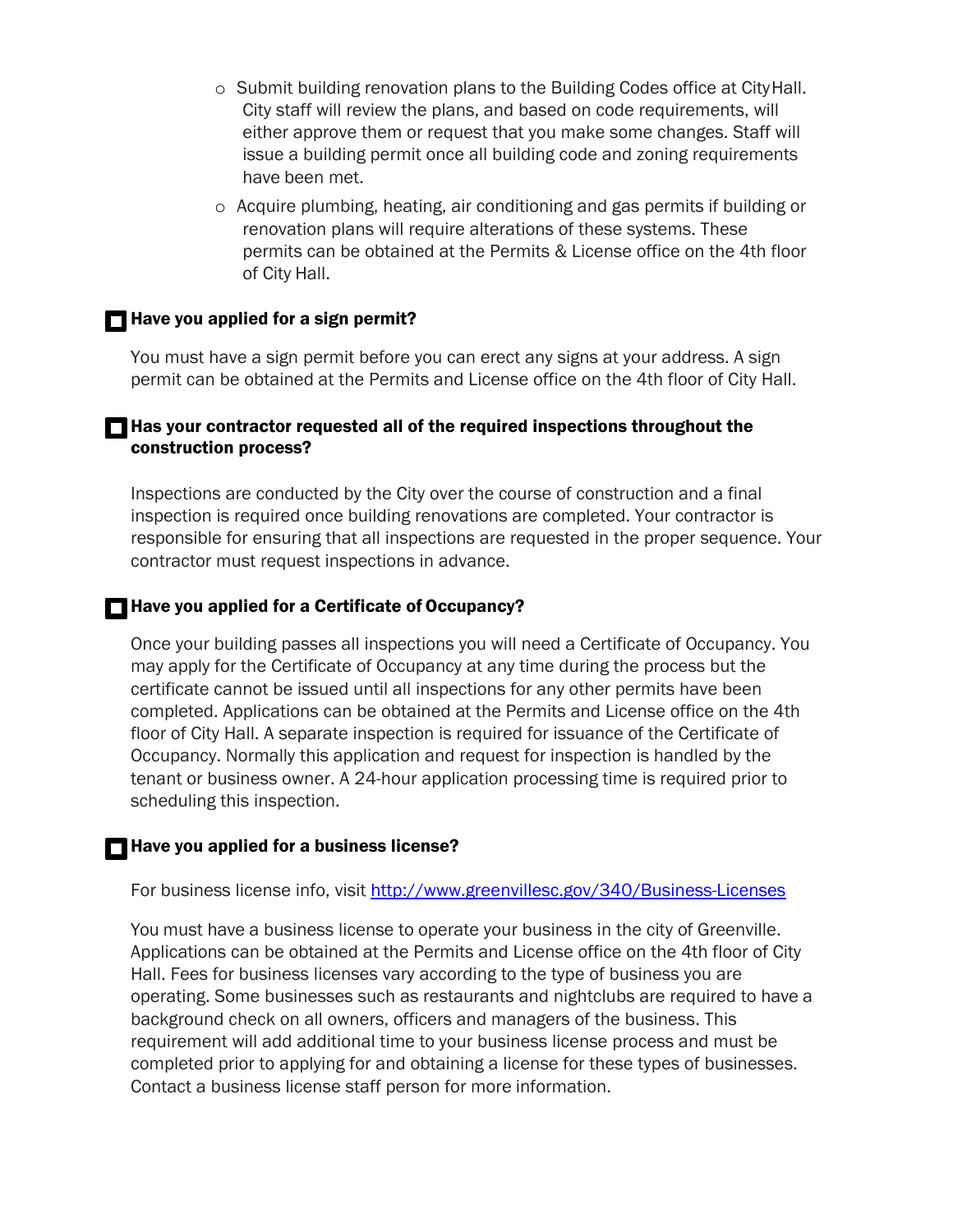- Submit building renovation plans to the Building Codes office at City Hall. City staff will review the plans, and based on code requirements, will either approve them or request that you make some changes. Staff will issue a building permit once all building code and zoning requirements have been met.
- Acquire plumbing, heating, air conditioning and gas permits if building or renovation plans will require alterations of these systems. These permits can be obtained at the Permits & License office on the 4th floor of City Hall.

☐ **Have you applied for a sign permit?**

You must have a sign permit before you can erect any signs at your address. A sign permit can be obtained at the Permits and License office on the 4th floor of City Hall.

☐ **Has your contractor requested all of the required inspections throughout the construction process?**

Inspections are conducted by the City over the course of construction and a final inspection is required once building renovations are completed. Your contractor is responsible for ensuring that all inspections are requested in the proper sequence. Your contractor must request inspections in advance.

☐ **Have you applied for a Certificate of Occupancy?**

Once your building passes all inspections you will need a Certificate of Occupancy. You may apply for the Certificate of Occupancy at any time during the process but the certificate cannot be issued until all inspections for any other permits have been completed. Applications can be obtained at the Permits and License office on the 4th floor of City Hall. A separate inspection is required for issuance of the Certificate of Occupancy. Normally this application and request for inspection is handled by the tenant or business owner. A 24-hour application processing time is required prior to scheduling this inspection.

☐ **Have you applied for a business license?**

For business license info, visit [http://www.greenvillesc.gov/340/Business-Licenses](http://www.greenvillesc.gov/340/Business-Licenses)

You must have a business license to operate your business in the city of Greenville. Applications can be obtained at the Permits and License office on the 4th floor of City Hall. Fees for business licenses vary according to the type of business you are operating. Some businesses such as restaurants and nightclubs are required to have a background check on all owners, officers and managers of the business. This requirement will add additional time to your business license process and must be completed prior to applying for and obtaining a license for these types of businesses. Contact a business license staff person for more information.